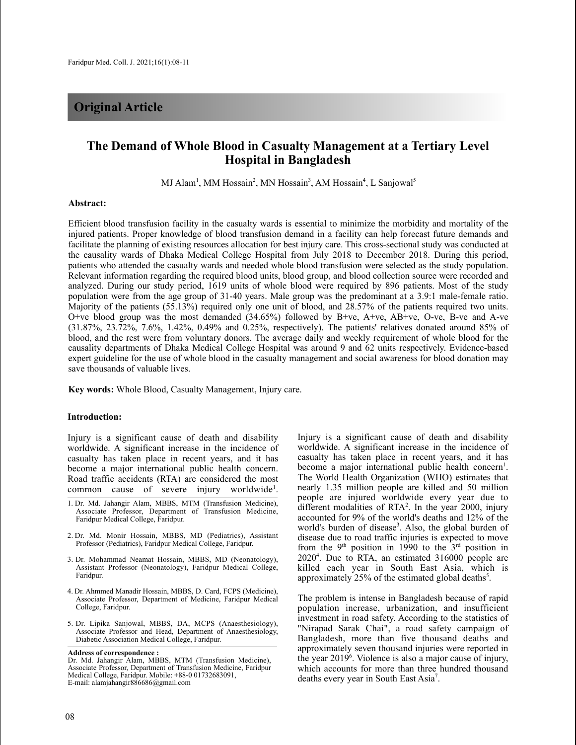## Original Article

# The Demand of Whole Blood in Casualty Management at a Tertiary Level Hospital in Bangladesh

MJ Alam[1], MM Hossain[2], MN Hossain[3], AM Hossain[4], L Sanjowal[5]

**Abstract:**

Efficient blood transfusion facility in the casualty wards is essential to minimize the morbidity and mortality of the injured patients. Proper knowledge of blood transfusion demand in a facility can help forecast future demands and facilitate the planning of existing resources allocation for best injury care. This cross-sectional study was conducted at the causality wards of Dhaka Medical College Hospital from July 2018 to December 2018. During this period, patients who attended the casualty wards and needed whole blood transfusion were selected as the study population. Relevant information regarding the required blood units, blood group, and blood collection source were recorded and analyzed. During our study period, 1619 units of whole blood were required by 896 patients. Most of the study population were from the age group of 31-40 years. Male group was the predominant at a 3.9:1 male-female ratio. Majority of the patients (55.13%) required only one unit of blood, and 28.57% of the patients required two units. O+ve blood group was the most demanded (34.65%) followed by B+ve, A+ve, AB+ve, O-ve, B-ve and A-ve (31.87%, 23.72%, 7.6%, 1.42%, 0.49% and 0.25%, respectively). The patients' relatives donated around 85% of blood, and the rest were from voluntary donors. The average daily and weekly requirement of whole blood for the causality departments of Dhaka Medical College Hospital was around 9 and 62 units respectively. Evidence-based expert guideline for the use of whole blood in the casualty management and social awareness for blood donation may save thousands of valuable lives.

**Key words:** Whole Blood, Casualty Management, Injury care.

**Introduction:**

Injury is a significant cause of death and disability worldwide. A significant increase in the incidence of casualty has taken place in recent years, and it has become a major international public health concern. Road traffic accidents (RTA) are considered the most common cause of severe injury worldwide[1].

Injury is a significant cause of death and disability worldwide. A significant increase in the incidence of casualty has taken place in recent years, and it has become a major international public health concern[1]. The World Health Organization (WHO) estimates that nearly 1.35 million people are killed and 50 million people are injured worldwide every year due to different modalities of RTA[2]. In the year 2000, injury accounted for 9% of the world's deaths and 12% of the world's burden of disease[3]. Also, the global burden of disease due to road traffic injuries is expected to move from the 9[th] position in 1990 to the 3[rd] position in 2020[4]. Due to RTA, an estimated 316000 people are killed each year in South East Asia, which is approximately 25% of the estimated global deaths[5].

The problem is intense in Bangladesh because of rapid population increase, urbanization, and insufficient investment in road safety. According to the statistics of "Nirapad Sarak Chai", a road safety campaign of Bangladesh, more than five thousand deaths and approximately seven thousand injuries were reported in the year 2019[6]. Violence is also a major cause of injury, which accounts for more than three hundred thousand deaths every year in South East Asia[7].

---

1. Dr. Md. Jahangir Alam, MBBS, MTM (Transfusion Medicine), Associate Professor, Department of Transfusion Medicine, Faridpur Medical College, Faridpur.
2. Dr. Md. Monir Hossain, MBBS, MD (Pediatrics), Assistant Professor (Pediatrics), Faridpur Medical College, Faridpur.
3. Dr. Mohammad Neamat Hossain, MBBS, MD (Neonatology), Assistant Professor (Neonatology), Faridpur Medical College, Faridpur.
4. Dr. Ahmmed Manadir Hossain, MBBS, D. Card, FCPS (Medicine), Associate Professor, Department of Medicine, Faridpur Medical College, Faridpur.
5. Dr. Lipika Sanjowal, MBBS, DA, MCPS (Anaesthesiology), Associate Professor and Head, Department of Anaesthesiology, Diabetic Association Medical College, Faridpur.

**Address of correspondence :**
Dr. Md. Jahangir Alam, MBBS, MTM (Transfusion Medicine), Associate Professor, Department of Transfusion Medicine, Faridpur Medical College, Faridpur. Mobile: +88-0 01732683091,
E-mail: alamjahangir886686@gmail.com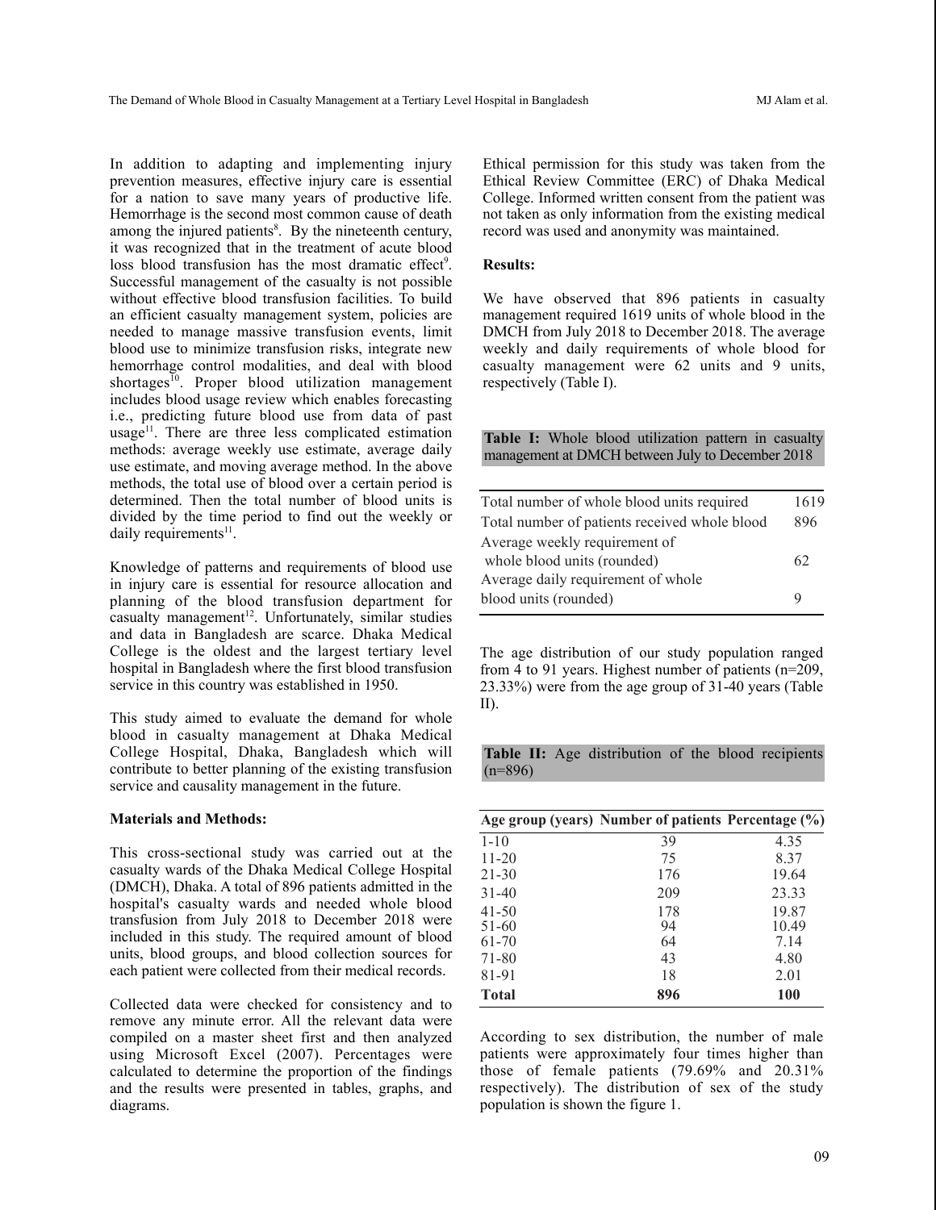In addition to adapting and implementing injury prevention measures, effective injury care is essential for a nation to save many years of productive life. Hemorrhage is the second most common cause of death among the injured patients[8]. By the nineteenth century, it was recognized that in the treatment of acute blood loss blood transfusion has the most dramatic effect[9]. Successful management of the casualty is not possible without effective blood transfusion facilities. To build an efficient casualty management system, policies are needed to manage massive transfusion events, limit blood use to minimize transfusion risks, integrate new hemorrhage control modalities, and deal with blood shortages[10]. Proper blood utilization management includes blood usage review which enables forecasting i.e., predicting future blood use from data of past usage[11]. There are three less complicated estimation methods: average weekly use estimate, average daily use estimate, and moving average method. In the above methods, the total use of blood over a certain period is determined. Then the total number of blood units is divided by the time period to find out the weekly or daily requirements[11].

Knowledge of patterns and requirements of blood use in injury care is essential for resource allocation and planning of the blood transfusion department for casualty management[12]. Unfortunately, similar studies and data in Bangladesh are scarce. Dhaka Medical College is the oldest and the largest tertiary level hospital in Bangladesh where the first blood transfusion service in this country was established in 1950.

This study aimed to evaluate the demand for whole blood in casualty management at Dhaka Medical College Hospital, Dhaka, Bangladesh which will contribute to better planning of the existing transfusion service and causality management in the future.

**Materials and Methods:**

This cross-sectional study was carried out at the casualty wards of the Dhaka Medical College Hospital (DMCH), Dhaka. A total of 896 patients admitted in the hospital's casualty wards and needed whole blood transfusion from July 2018 to December 2018 were included in this study. The required amount of blood units, blood groups, and blood collection sources for each patient were collected from their medical records.

Collected data were checked for consistency and to remove any minute error. All the relevant data were compiled on a master sheet first and then analyzed using Microsoft Excel (2007). Percentages were calculated to determine the proportion of the findings and the results were presented in tables, graphs, and diagrams.

Ethical permission for this study was taken from the Ethical Review Committee (ERC) of Dhaka Medical College. Informed written consent from the patient was not taken as only information from the existing medical record was used and anonymity was maintained.

**Results:**

We have observed that 896 patients in casualty management required 1619 units of whole blood in the DMCH from July 2018 to December 2018. The average weekly and daily requirements of whole blood for casualty management were 62 units and 9 units, respectively (Table I).

**Table I:** Whole blood utilization pattern in casualty management at DMCH between July to December 2018

| | |
|---|---|
| Total number of whole blood units required | 1619 |
| Total number of patients received whole blood | 896 |
| Average weekly requirement of whole blood units (rounded) | 62 |
| Average daily requirement of whole blood units (rounded) | 9 |

The age distribution of our study population ranged from 4 to 91 years. Highest number of patients (n=209, 23.33%) were from the age group of 31-40 years (Table II).

**Table II:** Age distribution of the blood recipients (n=896)

| Age group (years) | Number of patients | Percentage (%) |
|---|---|---|
| 1-10 | 39 | 4.35 |
| 11-20 | 75 | 8.37 |
| 21-30 | 176 | 19.64 |
| 31-40 | 209 | 23.33 |
| 41-50 | 178 | 19.87 |
| 51-60 | 94 | 10.49 |
| 61-70 | 64 | 7.14 |
| 71-80 | 43 | 4.80 |
| 81-91 | 18 | 2.01 |
| **Total** | **896** | **100** |

According to sex distribution, the number of male patients were approximately four times higher than those of female patients (79.69% and 20.31% respectively). The distribution of sex of the study population is shown the figure 1.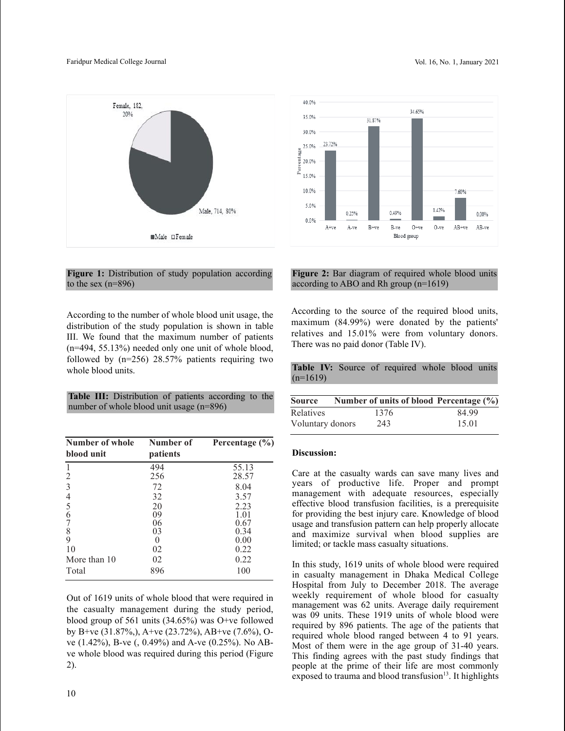**Figure 1:** Distribution of study population according to the sex (n=896)

**Figure 2:** Bar diagram of required whole blood units according to ABO and Rh group (n=1619)

According to the number of whole blood unit usage, the distribution of the study population is shown in table III. We found that the maximum number of patients (n=494, 55.13%) needed only one unit of whole blood, followed by (n=256) 28.57% patients requiring two whole blood units.

**Table III:** Distribution of patients according to the number of whole blood unit usage (n=896)

| Number of whole blood unit | Number of patients | Percentage (%) |
|---|---|---|
| 1 | 494 | 55.13 |
| 2 | 256 | 28.57 |
| 3 | 72 | 8.04 |
| 4 | 32 | 3.57 |
| 5 | 20 | 2.23 |
| 6 | 09 | 1.01 |
| 7 | 06 | 0.67 |
| 8 | 03 | 0.34 |
| 9 | 0 | 0.00 |
| 10 | 02 | 0.22 |
| More than 10 | 02 | 0.22 |
| Total | 896 | 100 |

Out of 1619 units of whole blood that were required in the casualty management during the study period, blood group of 561 units (34.65%) was O+ve followed by B+ve (31.87%,), A+ve (23.72%), AB+ve (7.6%), O-ve (1.42%), B-ve (, 0.49%) and A-ve (0.25%). No AB-ve whole blood was required during this period (Figure 2).

According to the source of the required blood units, maximum (84.99%) were donated by the patients' relatives and 15.01% were from voluntary donors. There was no paid donor (Table IV).

**Table IV:** Source of required whole blood units (n=1619)

| Source | Number of units of blood | Percentage (%) |
|---|---|---|
| Relatives | 1376 | 84.99 |
| Voluntary donors | 243 | 15.01 |

**Discussion:**

Care at the casualty wards can save many lives and years of productive life. Proper and prompt management with adequate resources, especially effective blood transfusion facilities, is a prerequisite for providing the best injury care. Knowledge of blood usage and transfusion pattern can help properly allocate and maximize survival when blood supplies are limited; or tackle mass casualty situations.

In this study, 1619 units of whole blood were required in casualty management in Dhaka Medical College Hospital from July to December 2018. The average weekly requirement of whole blood for casualty management was 62 units. Average daily requirement was 09 units. These 1919 units of whole blood were required by 896 patients. The age of the patients that required whole blood ranged between 4 to 91 years. Most of them were in the age group of 31-40 years. This finding agrees with the past study findings that people at the prime of their life are most commonly exposed to trauma and blood transfusion[13]. It highlights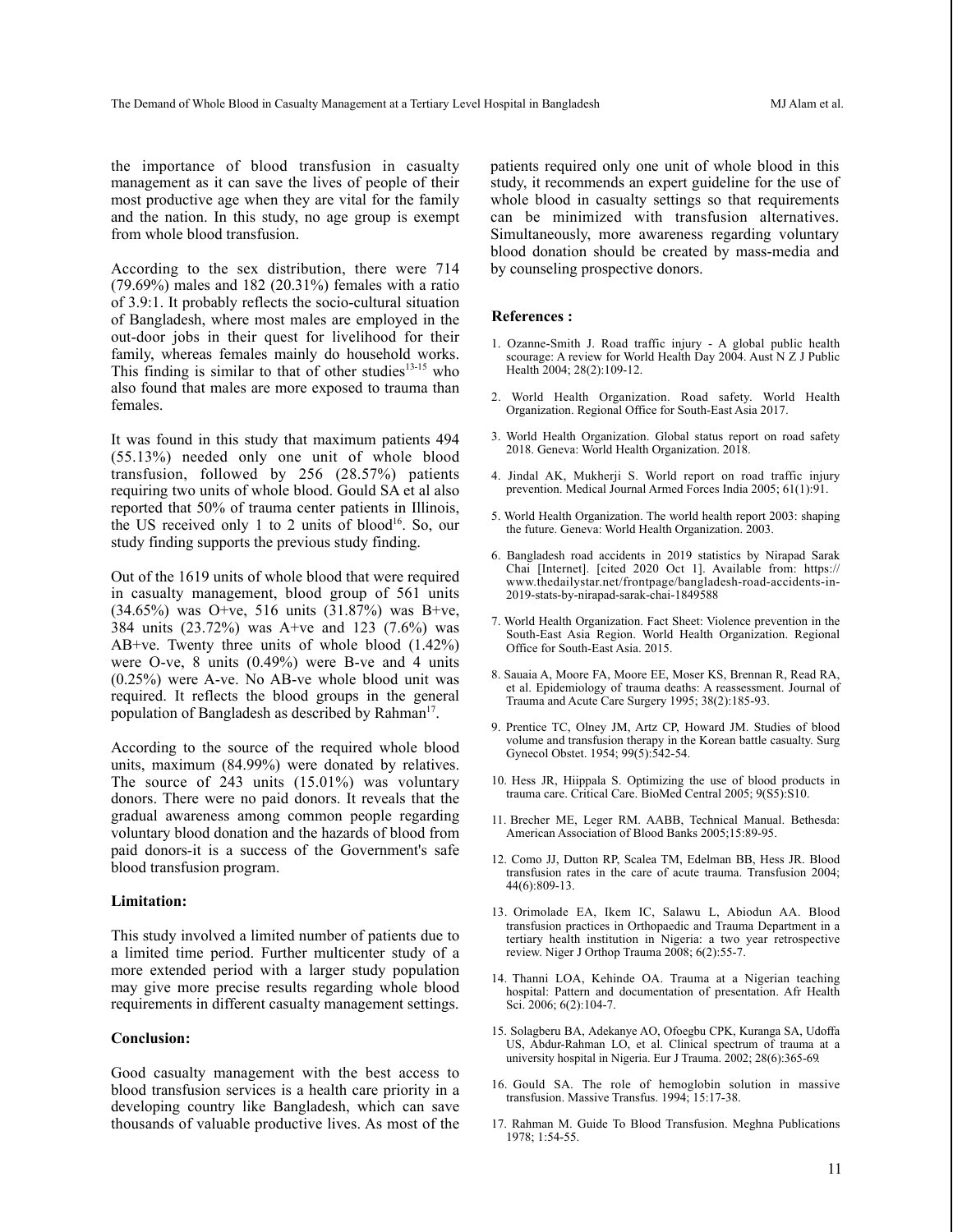the importance of blood transfusion in casualty management as it can save the lives of people of their most productive age when they are vital for the family and the nation. In this study, no age group is exempt from whole blood transfusion.

According to the sex distribution, there were 714 (79.69%) males and 182 (20.31%) females with a ratio of 3.9:1. It probably reflects the socio-cultural situation of Bangladesh, where most males are employed in the out-door jobs in their quest for livelihood for their family, whereas females mainly do household works. This finding is similar to that of other studies[13-15] who also found that males are more exposed to trauma than females.

It was found in this study that maximum patients 494 (55.13%) needed only one unit of whole blood transfusion, followed by 256 (28.57%) patients requiring two units of whole blood. Gould SA et al also reported that 50% of trauma center patients in Illinois, the US received only 1 to 2 units of blood[16]. So, our study finding supports the previous study finding.

Out of the 1619 units of whole blood that were required in casualty management, blood group of 561 units (34.65%) was O+ve, 516 units (31.87%) was B+ve, 384 units (23.72%) was A+ve and 123 (7.6%) was AB+ve. Twenty three units of whole blood (1.42%) were O-ve, 8 units (0.49%) were B-ve and 4 units (0.25%) were A-ve. No AB-ve whole blood unit was required. It reflects the blood groups in the general population of Bangladesh as described by Rahman[17].

According to the source of the required whole blood units, maximum (84.99%) were donated by relatives. The source of 243 units (15.01%) was voluntary donors. There were no paid donors. It reveals that the gradual awareness among common people regarding voluntary blood donation and the hazards of blood from paid donors-it is a success of the Government's safe blood transfusion program.

**Limitation:**

This study involved a limited number of patients due to a limited time period. Further multicenter study of a more extended period with a larger study population may give more precise results regarding whole blood requirements in different casualty management settings.

**Conclusion:**

Good casualty management with the best access to blood transfusion services is a health care priority in a developing country like Bangladesh, which can save thousands of valuable productive lives. As most of the patients required only one unit of whole blood in this study, it recommends an expert guideline for the use of whole blood in casualty settings so that requirements can be minimized with transfusion alternatives. Simultaneously, more awareness regarding voluntary blood donation should be created by mass-media and by counseling prospective donors.

**References :**

1. Ozanne-Smith J. Road traffic injury - A global public health scourage: A review for World Health Day 2004. Aust N Z J Public Health 2004; 28(2):109-12.
2. World Health Organization. Road safety. World Health Organization. Regional Office for South-East Asia 2017.
3. World Health Organization. Global status report on road safety 2018. Geneva: World Health Organization. 2018.
4. Jindal AK, Mukherji S. World report on road traffic injury prevention. Medical Journal Armed Forces India 2005; 61(1):91.
5. World Health Organization. The world health report 2003: shaping the future. Geneva: World Health Organization. 2003.
6. Bangladesh road accidents in 2019 statistics by Nirapad Sarak Chai [Internet]. [cited 2020 Oct 1]. Available from: https://www.thedailystar.net/frontpage/bangladesh-road-accidents-in-2019-stats-by-nirapad-sarak-chai-1849588
7. World Health Organization. Fact Sheet: Violence prevention in the South-East Asia Region. World Health Organization. Regional Office for South-East Asia. 2015.
8. Sauaia A, Moore FA, Moore EE, Moser KS, Brennan R, Read RA, et al. Epidemiology of trauma deaths: A reassessment. Journal of Trauma and Acute Care Surgery 1995; 38(2):185-93.
9. Prentice TC, Olney JM, Artz CP, Howard JM. Studies of blood volume and transfusion therapy in the Korean battle casualty. Surg Gynecol Obstet. 1954; 99(5):542-54.
10. Hess JR, Hiippala S. Optimizing the use of blood products in trauma care. Critical Care. BioMed Central 2005; 9(S5):S10.
11. Brecher ME, Leger RM. AABB, Technical Manual. Bethesda: American Association of Blood Banks 2005;15:89-95.
12. Como JJ, Dutton RP, Scalea TM, Edelman BB, Hess JR. Blood transfusion rates in the care of acute trauma. Transfusion 2004; 44(6):809-13.
13. Orimolade EA, Ikem IC, Salawu L, Abiodun AA. Blood transfusion practices in Orthopaedic and Trauma Department in a tertiary health institution in Nigeria: a two year retrospective review. Niger J Orthop Trauma 2008; 6(2):55-7.
14. Thanni LOA, Kehinde OA. Trauma at a Nigerian teaching hospital: Pattern and documentation of presentation. Afr Health Sci. 2006; 6(2):104-7.
15. Solagberu BA, Adekanye AO, Ofoegbu CPK, Kuranga SA, Udoffa US, Abdur-Rahman LO, et al. Clinical spectrum of trauma at a university hospital in Nigeria. Eur J Trauma. 2002; 28(6):365-69.
16. Gould SA. The role of hemoglobin solution in massive transfusion. Massive Transfus. 1994; 15:17-38.
17. Rahman M. Guide To Blood Transfusion. Meghna Publications 1978; 1:54-55.